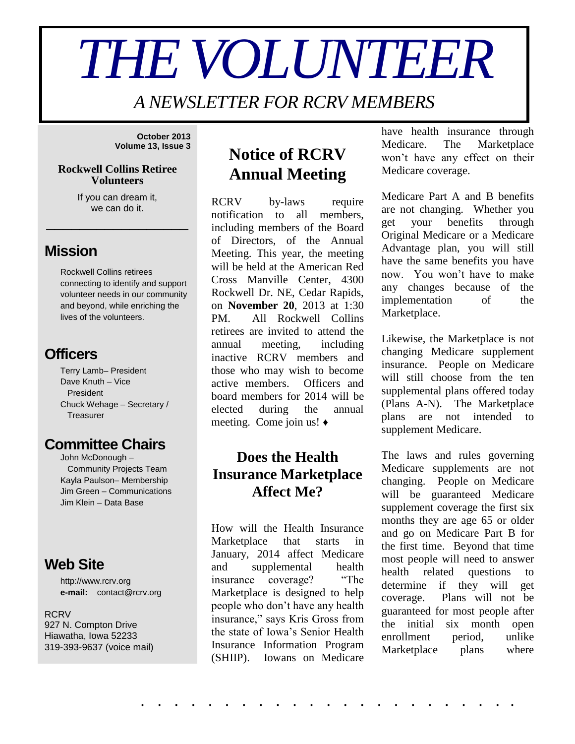# THE VOLUNTEER

*A NEWSLETTER FOR RCRV MEMBERS*

**October 2013**
**Volume 13, Issue 3**

**Rockwell Collins Retiree Volunteers**

If you can dream it, we can do it.

## Mission

Rockwell Collins retirees connecting to identify and support volunteer needs in our community and beyond, while enriching the lives of the volunteers.

## Officers

Terry Lamb– President
Dave Knuth – Vice President
Chuck Wehage – Secretary / Treasurer

## Committee Chairs

John McDonough – Community Projects Team
Kayla Paulson– Membership
Jim Green – Communications
Jim Klein – Data Base

## Web Site

http://www.rcrv.org
**e-mail:** contact@rcrv.org

RCRV
927 N. Compton Drive
Hiawatha, Iowa 52233
319-393-9637 (voice mail)

## Notice of RCRV Annual Meeting

RCRV by-laws require notification to all members, including members of the Board of Directors, of the Annual Meeting. This year, the meeting will be held at the American Red Cross Manville Center, 4300 Rockwell Dr. NE, Cedar Rapids, on **November 20**, 2013 at 1:30 PM. All Rockwell Collins retirees are invited to attend the annual meeting, including inactive RCRV members and those who may wish to become active members. Officers and board members for 2014 will be elected during the annual meeting. Come join us! ♦

## Does the Health Insurance Marketplace Affect Me?

How will the Health Insurance Marketplace that starts in January, 2014 affect Medicare and supplemental health insurance coverage? "The Marketplace is designed to help people who don't have any health insurance," says Kris Gross from the state of Iowa's Senior Health Insurance Information Program (SHIIP). Iowans on Medicare have health insurance through Medicare. The Marketplace won't have any effect on their Medicare coverage.

Medicare Part A and B benefits are not changing. Whether you get your benefits through Original Medicare or a Medicare Advantage plan, you will still have the same benefits you have now. You won't have to make any changes because of the implementation of the Marketplace.

Likewise, the Marketplace is not changing Medicare supplement insurance. People on Medicare will still choose from the ten supplemental plans offered today (Plans A-N). The Marketplace plans are not intended to supplement Medicare.

The laws and rules governing Medicare supplements are not changing. People on Medicare will be guaranteed Medicare supplement coverage the first six months they are age 65 or older and go on Medicare Part B for the first time. Beyond that time most people will need to answer health related questions to determine if they will get coverage. Plans will not be guaranteed for most people after the initial six month open enrollment period, unlike Marketplace plans where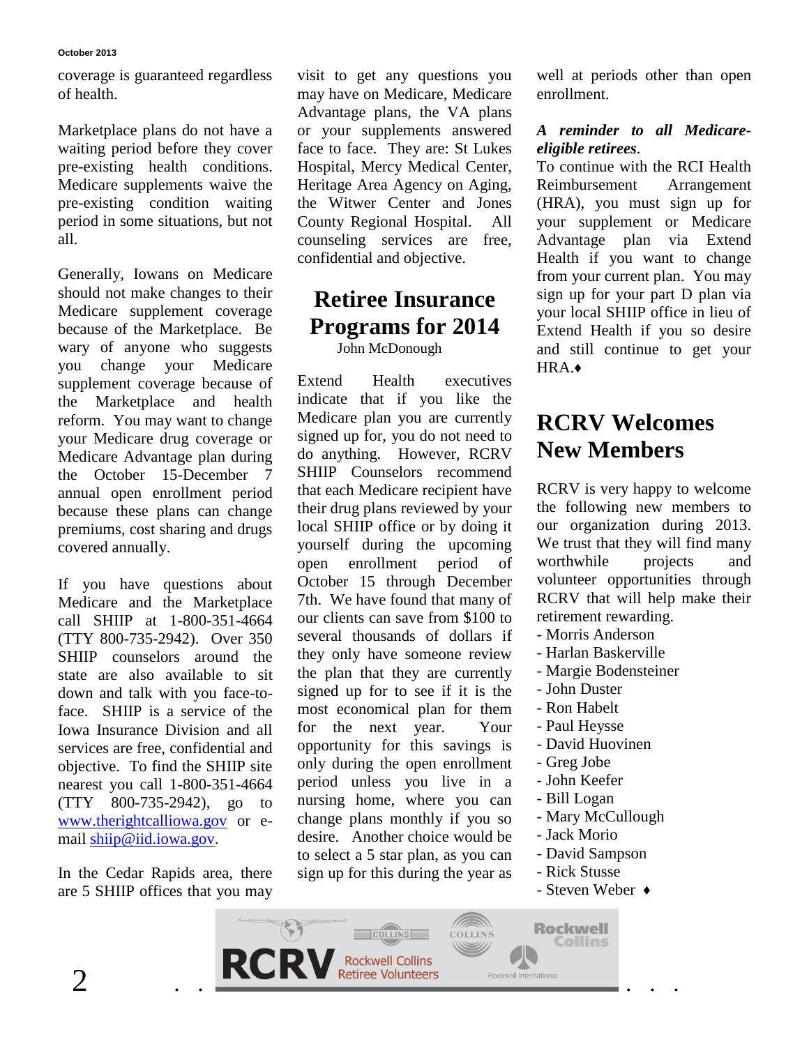coverage is guaranteed regardless of health.

Marketplace plans do not have a waiting period before they cover pre-existing health conditions. Medicare supplements waive the pre-existing condition waiting period in some situations, but not all.

Generally, Iowans on Medicare should not make changes to their Medicare supplement coverage because of the Marketplace. Be wary of anyone who suggests you change your Medicare supplement coverage because of the Marketplace and health reform. You may want to change your Medicare drug coverage or Medicare Advantage plan during the October 15-December 7 annual open enrollment period because these plans can change premiums, cost sharing and drugs covered annually.

If you have questions about Medicare and the Marketplace call SHIIP at 1-800-351-4664 (TTY 800-735-2942). Over 350 SHIIP counselors around the state are also available to sit down and talk with you face-to-face. SHIIP is a service of the Iowa Insurance Division and all services are free, confidential and objective. To find the SHIIP site nearest you call 1-800-351-4664 (TTY 800-735-2942), go to www.therightcalliowa.gov or e-mail shiip@iid.iowa.gov.

In the Cedar Rapids area, there are 5 SHIIP offices that you may visit to get any questions you may have on Medicare, Medicare Advantage plans, the VA plans or your supplements answered face to face. They are: St Lukes Hospital, Mercy Medical Center, Heritage Area Agency on Aging, the Witwer Center and Jones County Regional Hospital. All counseling services are free, confidential and objective.

# Retiree Insurance Programs for 2014

John McDonough

Extend Health executives indicate that if you like the Medicare plan you are currently signed up for, you do not need to do anything. However, RCRV SHIIP Counselors recommend that each Medicare recipient have their drug plans reviewed by your local SHIIP office or by doing it yourself during the upcoming open enrollment period of October 15 through December 7th. We have found that many of our clients can save from $100 to several thousands of dollars if they only have someone review the plan that they are currently signed up for to see if it is the most economical plan for them for the next year. Your opportunity for this savings is only during the open enrollment period unless you live in a nursing home, where you can change plans monthly if you so desire. Another choice would be to select a 5 star plan, as you can sign up for this during the year as well at periods other than open enrollment.

***A reminder to all Medicare-eligible retirees***.

To continue with the RCI Health Reimbursement Arrangement (HRA), you must sign up for your supplement or Medicare Advantage plan via Extend Health if you want to change from your current plan. You may sign up for your part D plan via your local SHIIP office in lieu of Extend Health if you so desire and still continue to get your HRA.♦

# RCRV Welcomes New Members

RCRV is very happy to welcome the following new members to our organization during 2013. We trust that they will find many worthwhile projects and volunteer opportunities through RCRV that will help make their retirement rewarding.

- Morris Anderson
- Harlan Baskerville
- Margie Bodensteiner
- John Duster
- Ron Habelt
- Paul Heysse
- David Huovinen
- Greg Jobe
- John Keefer
- Bill Logan
- Mary McCullough
- Jack Morio
- David Sampson
- Rick Stusse
- Steven Weber ♦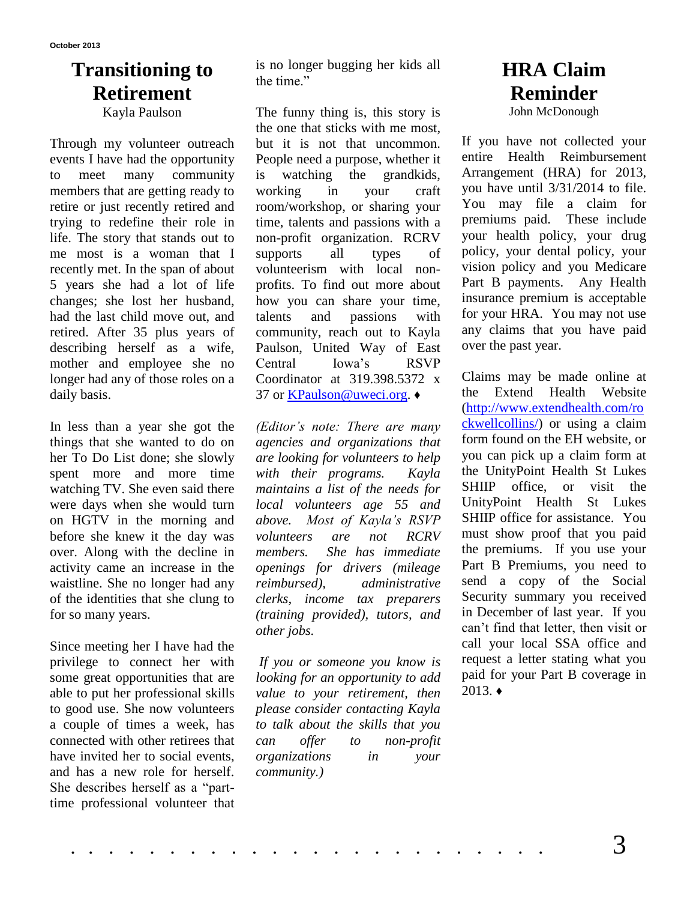# Transitioning to Retirement

Kayla Paulson

Through my volunteer outreach events I have had the opportunity to meet many community members that are getting ready to retire or just recently retired and trying to redefine their role in life. The story that stands out to me most is a woman that I recently met. In the span of about 5 years she had a lot of life changes; she lost her husband, had the last child move out, and retired. After 35 plus years of describing herself as a wife, mother and employee she no longer had any of those roles on a daily basis.

In less than a year she got the things that she wanted to do on her To Do List done; she slowly spent more and more time watching TV. She even said there were days when she would turn on HGTV in the morning and before she knew it the day was over. Along with the decline in activity came an increase in the waistline. She no longer had any of the identities that she clung to for so many years.

Since meeting her I have had the privilege to connect her with some great opportunities that are able to put her professional skills to good use. She now volunteers a couple of times a week, has connected with other retirees that have invited her to social events, and has a new role for herself. She describes herself as a "part-time professional volunteer that is no longer bugging her kids all the time."

The funny thing is, this story is the one that sticks with me most, but it is not that uncommon. People need a purpose, whether it is watching the grandkids, working in your craft room/workshop, or sharing your time, talents and passions with a non-profit organization. RCRV supports all types of volunteerism with local non-profits. To find out more about how you can share your time, talents and passions with community, reach out to Kayla Paulson, United Way of East Central Iowa's RSVP Coordinator at 319.398.5372 x 37 or [KPaulson@uweci.org](mailto:KPaulson@uweci.org). ♦

*(Editor's note: There are many agencies and organizations that are looking for volunteers to help with their programs. Kayla maintains a list of the needs for local volunteers age 55 and above. Most of Kayla's RSVP volunteers are not RCRV members. She has immediate openings for drivers (mileage reimbursed), administrative clerks, income tax preparers (training provided), tutors, and other jobs.*

*If you or someone you know is looking for an opportunity to add value to your retirement, then please consider contacting Kayla to talk about the skills that you can offer to non-profit organizations in your community.)*

# HRA Claim Reminder

John McDonough

If you have not collected your entire Health Reimbursement Arrangement (HRA) for 2013, you have until 3/31/2014 to file. You may file a claim for premiums paid. These include your health policy, your drug policy, your dental policy, your vision policy and you Medicare Part B payments. Any Health insurance premium is acceptable for your HRA. You may not use any claims that you have paid over the past year.

Claims may be made online at the Extend Health Website ([http://www.extendhealth.com/rockwellcollins/](http://www.extendhealth.com/rockwellcollins/)) or using a claim form found on the EH website, or you can pick up a claim form at the UnityPoint Health St Lukes SHIIP office, or visit the UnityPoint Health St Lukes SHIIP office for assistance. You must show proof that you paid the premiums. If you use your Part B Premiums, you need to send a copy of the Social Security summary you received in December of last year. If you can't find that letter, then visit or call your local SSA office and request a letter stating what you paid for your Part B coverage in 2013. ♦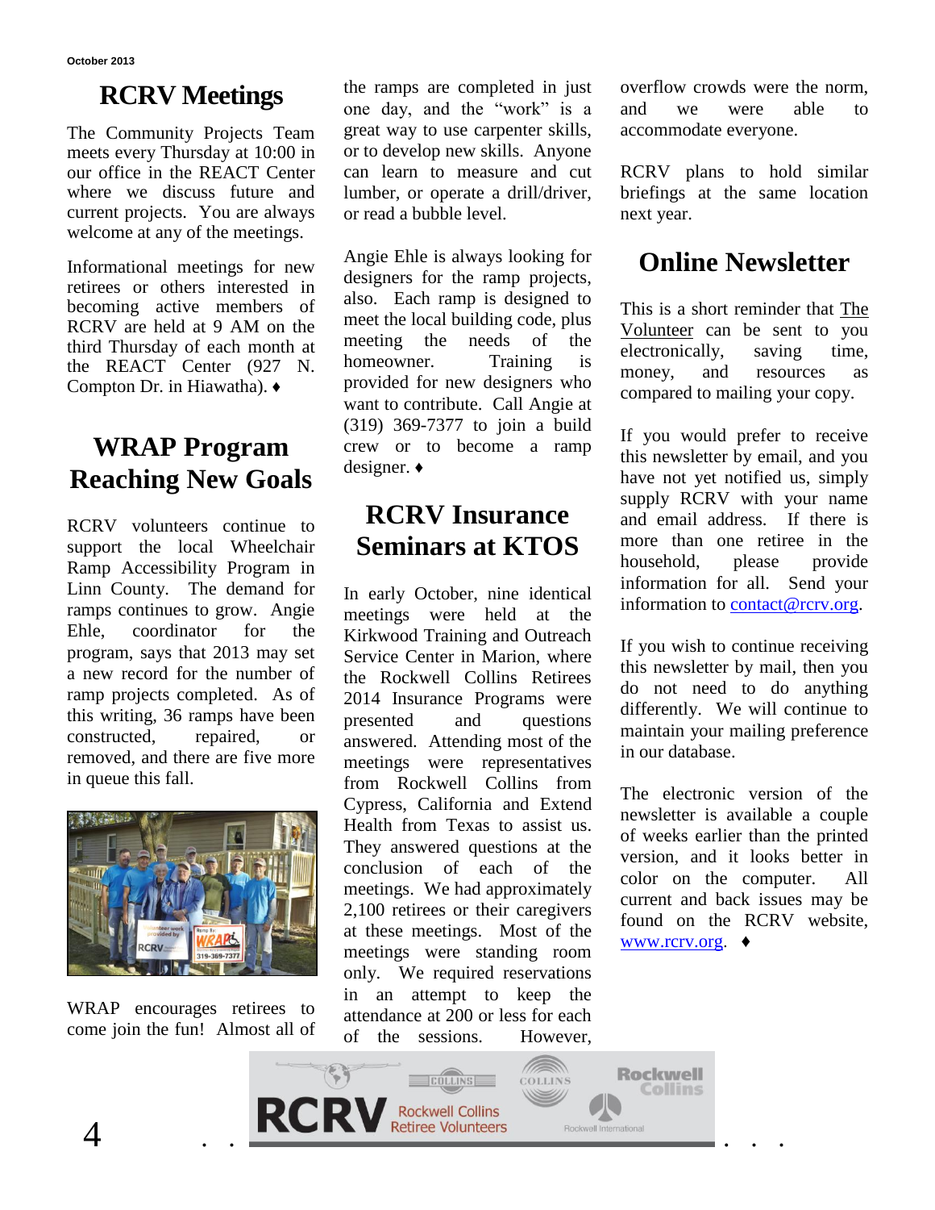## RCRV Meetings

The Community Projects Team meets every Thursday at 10:00 in our office in the REACT Center where we discuss future and current projects. You are always welcome at any of the meetings.

Informational meetings for new retirees or others interested in becoming active members of RCRV are held at 9 AM on the third Thursday of each month at the REACT Center (927 N. Compton Dr. in Hiawatha). ♦

## WRAP Program Reaching New Goals

RCRV volunteers continue to support the local Wheelchair Ramp Accessibility Program in Linn County. The demand for ramps continues to grow. Angie Ehle, coordinator for the program, says that 2013 may set a new record for the number of ramp projects completed. As of this writing, 36 ramps have been constructed, repaired, or removed, and there are five more in queue this fall.

WRAP encourages retirees to come join the fun! Almost all of the ramps are completed in just one day, and the "work" is a great way to use carpenter skills, or to develop new skills. Anyone can learn to measure and cut lumber, or operate a drill/driver, or read a bubble level.

Angie Ehle is always looking for designers for the ramp projects, also. Each ramp is designed to meet the local building code, plus meeting the needs of the homeowner. Training is provided for new designers who want to contribute. Call Angie at (319) 369-7377 to join a build crew or to become a ramp designer. ♦

## RCRV Insurance Seminars at KTOS

In early October, nine identical meetings were held at the Kirkwood Training and Outreach Service Center in Marion, where the Rockwell Collins Retirees 2014 Insurance Programs were presented and questions answered. Attending most of the meetings were representatives from Rockwell Collins from Cypress, California and Extend Health from Texas to assist us. They answered questions at the conclusion of each of the meetings. We had approximately 2,100 retirees or their caregivers at these meetings. Most of the meetings were standing room only. We required reservations in an attempt to keep the attendance at 200 or less for each of the sessions. However, overflow crowds were the norm, and we were able to accommodate everyone.

RCRV plans to hold similar briefings at the same location next year.

## Online Newsletter

This is a short reminder that The Volunteer can be sent to you electronically, saving time, money, and resources as compared to mailing your copy.

If you would prefer to receive this newsletter by email, and you have not yet notified us, simply supply RCRV with your name and email address. If there is more than one retiree in the household, please provide information for all. Send your information to contact@rcrv.org.

If you wish to continue receiving this newsletter by mail, then you do not need to do anything differently. We will continue to maintain your mailing preference in our database.

The electronic version of the newsletter is available a couple of weeks earlier than the printed version, and it looks better in color on the computer. All current and back issues may be found on the RCRV website, www.rcrv.org. ♦